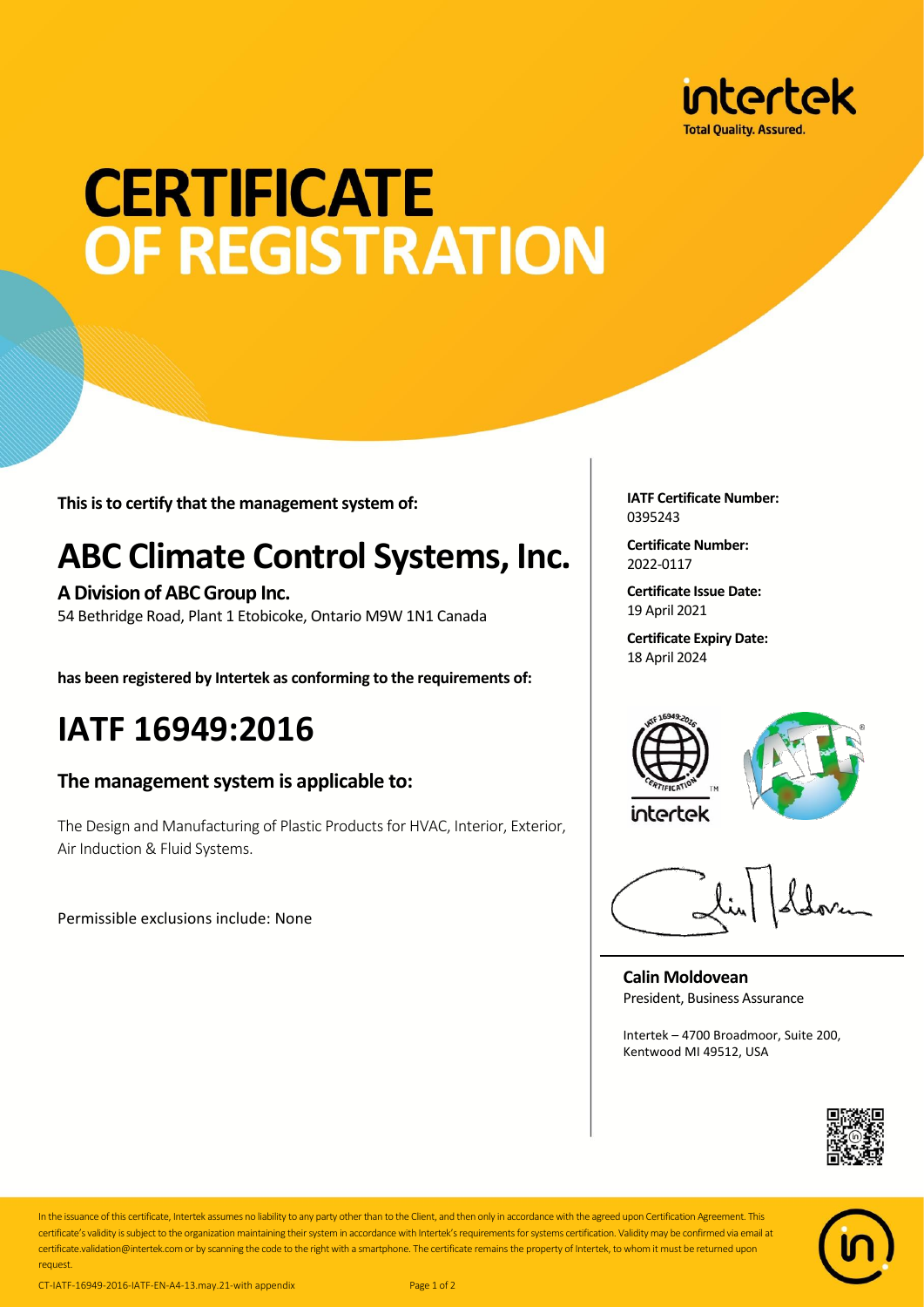# CERTIFICATE OF REGISTRATION

This is to certify that the management system of:

## ABC Climate Control Systems, Inc.

**A Division of ABC Group Inc.**

54 Bethridge Road, Plant 1 Etobicoke, Ontario M9W 1N1 Canada

**has been registered by Intertek as conforming to the requirements of:**

## IATF 16949:2016

### The management system is applicable to:

The Design and Manufacturing of Plastic Products for HVAC, Interior, Exterior, Air Induction & Fluid Systems.

Permissible exclusions include: None

**IATF Certificate Number:**
0395243

**Certificate Number:**
2022-0117

**Certificate Issue Date:**
19 April 2021

**Certificate Expiry Date:**
18 April 2024

**Calin Moldovean**
President, Business Assurance

Intertek – 4700 Broadmoor, Suite 200, Kentwood MI 49512, USA

In the issuance of this certificate, Intertek assumes no liability to any party other than to the Client, and then only in accordance with the agreed upon Certification Agreement. This certificate's validity is subject to the organization maintaining their system in accordance with Intertek's requirements for systems certification. Validity may be confirmed via email at certificate.validation@intertek.com or by scanning the code to the right with a smartphone. The certificate remains the property of Intertek, to whom it must be returned upon request.

CT-IATF-16949-2016-IATF-EN-A4-13.may.21-with appendix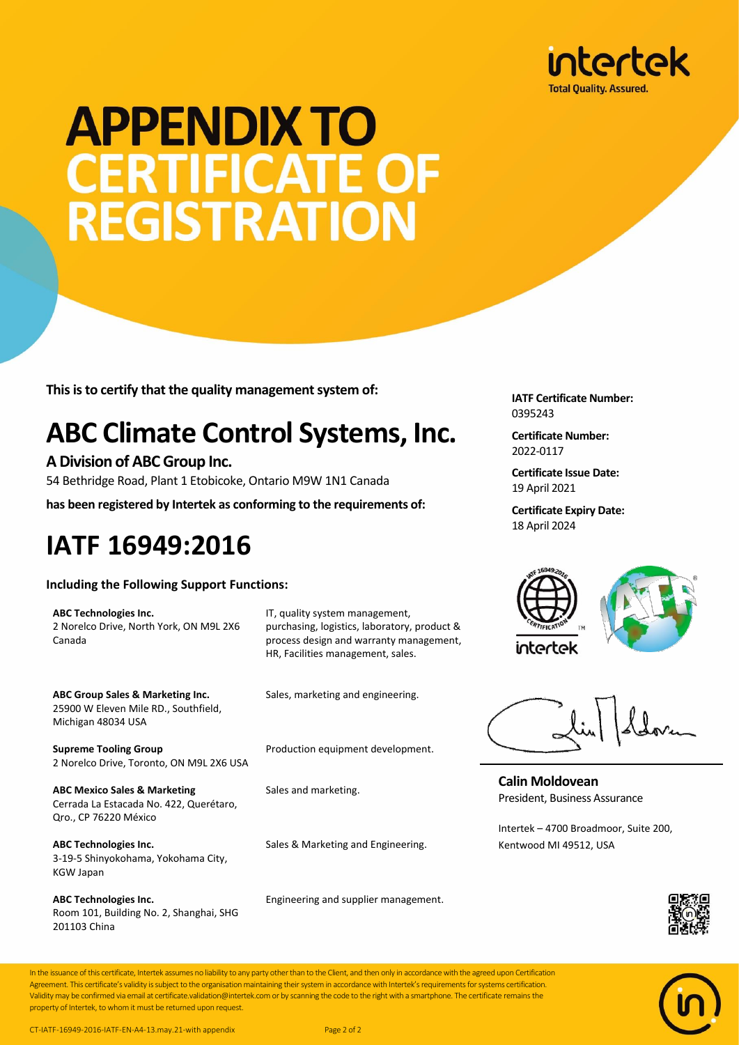intertek
Total Quality. Assured.

# APPENDIX TO CERTIFICATE OF REGISTRATION

**This is to certify that the quality management system of:**

## ABC Climate Control Systems, Inc.

### A Division of ABC Group Inc.

54 Bethridge Road, Plant 1 Etobicoke, Ontario M9W 1N1 Canada

**has been registered by Intertek as conforming to the requirements of:**

## IATF 16949:2016

**Including the Following Support Functions:**

| | |
|---|---|
| **ABC Technologies Inc.** 2 Norelco Drive, North York, ON M9L 2X6 Canada | IT, quality system management, purchasing, logistics, laboratory, product & process design and warranty management, HR, Facilities management, sales. |
| **ABC Group Sales & Marketing Inc.** 25900 W Eleven Mile RD., Southfield, Michigan 48034 USA | Sales, marketing and engineering. |
| **Supreme Tooling Group** 2 Norelco Drive, Toronto, ON M9L 2X6 USA | Production equipment development. |
| **ABC Mexico Sales & Marketing** Cerrada La Estacada No. 422, Querétaro, Qro., CP 76220 México | Sales and marketing. |
| **ABC Technologies Inc.** 3-19-5 Shinyokohama, Yokohama City, KGW Japan | Sales & Marketing and Engineering. |
| **ABC Technologies Inc.** Room 101, Building No. 2, Shanghai, SHG 201103 China | Engineering and supplier management. |

**IATF Certificate Number:**
0395243

**Certificate Number:**
2022-0117

**Certificate Issue Date:**
19 April 2021

**Certificate Expiry Date:**
18 April 2024

**Calin Moldovean**
President, Business Assurance

Intertek – 4700 Broadmoor, Suite 200, Kentwood MI 49512, USA

In the issuance of this certificate, Intertek assumes no liability to any party other than to the Client, and then only in accordance with the agreed upon Certification Agreement. This certificate's validity is subject to the organisation maintaining their system in accordance with Intertek's requirements for systems certification. Validity may be confirmed via email at certificate.validation@intertek.com or by scanning the code to the right with a smartphone. The certificate remains the property of Intertek, to whom it must be returned upon request.

CT-IATF-16949-2016-IATF-EN-A4-13.may.21-with appendix